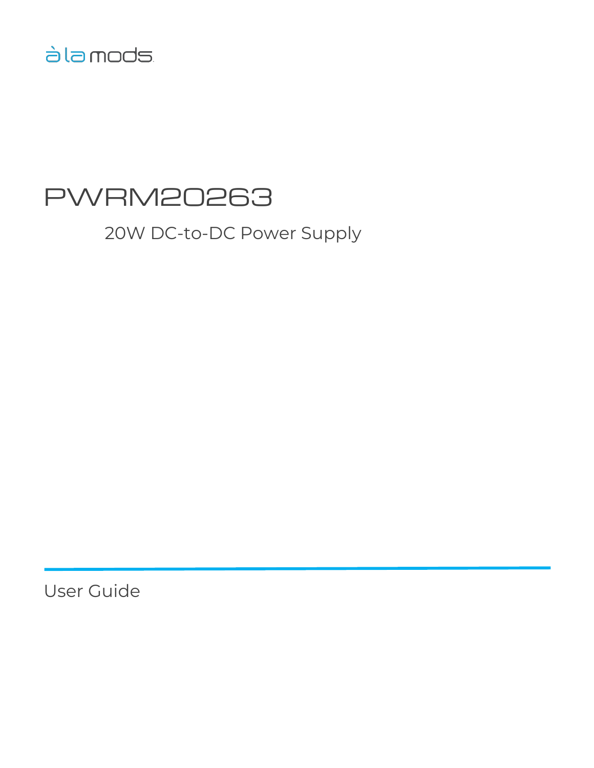à la mods

# PWRM20263

## 20W DC-to-DC Power Supply

User Guide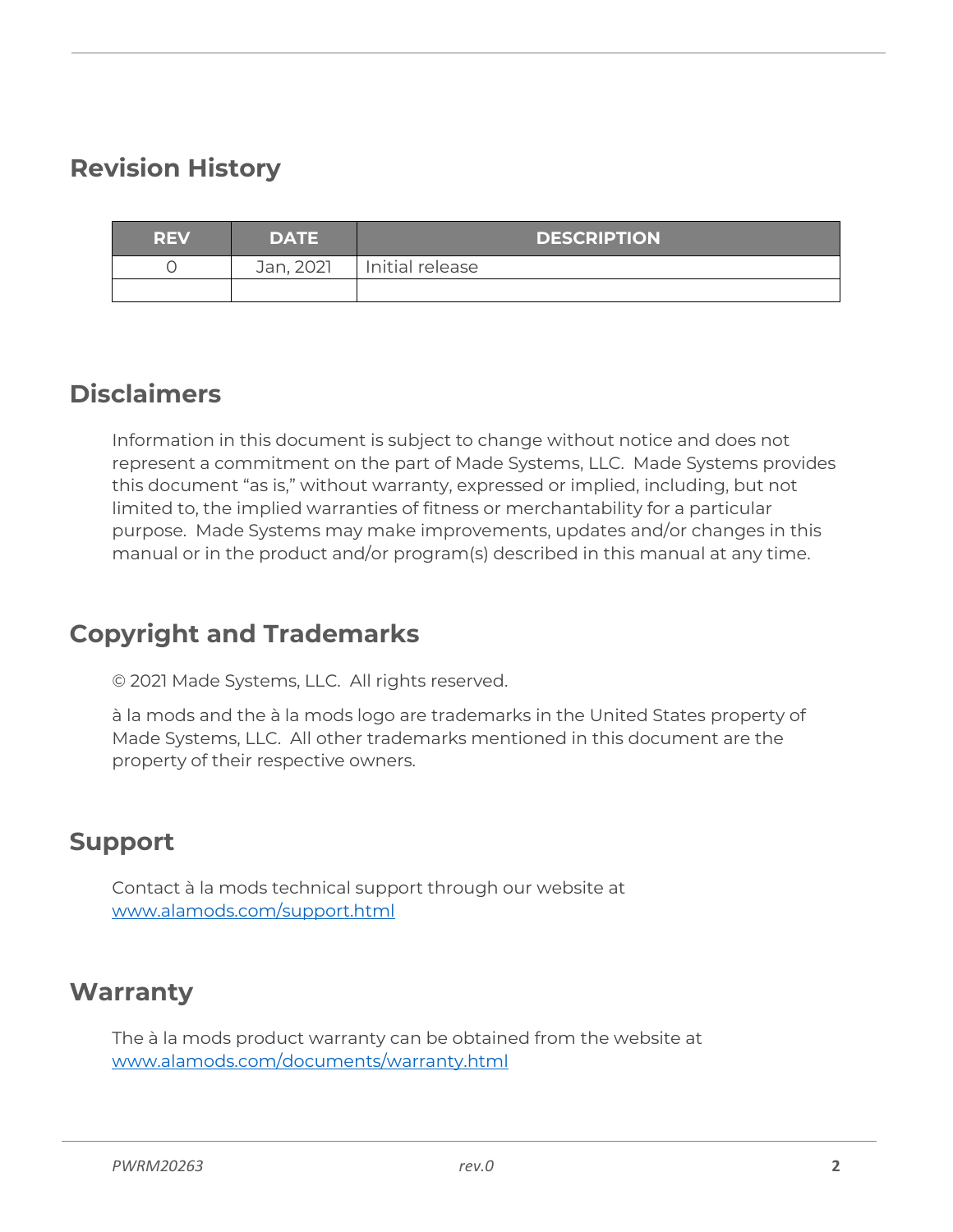## Revision History

| REV | DATE | DESCRIPTION |
|---|---|---|
| 0 | Jan, 2021 | Initial release |
| | | |

## Disclaimers

Information in this document is subject to change without notice and does not represent a commitment on the part of Made Systems, LLC. Made Systems provides this document "as is," without warranty, expressed or implied, including, but not limited to, the implied warranties of fitness or merchantability for a particular purpose. Made Systems may make improvements, updates and/or changes in this manual or in the product and/or program(s) described in this manual at any time.

## Copyright and Trademarks

© 2021 Made Systems, LLC. All rights reserved.

à la mods and the à la mods logo are trademarks in the United States property of Made Systems, LLC. All other trademarks mentioned in this document are the property of their respective owners.

## Support

Contact à la mods technical support through our website at [www.alamods.com/support.html](www.alamods.com/support.html)

## Warranty

The à la mods product warranty can be obtained from the website at [www.alamods.com/documents/warranty.html](www.alamods.com/documents/warranty.html)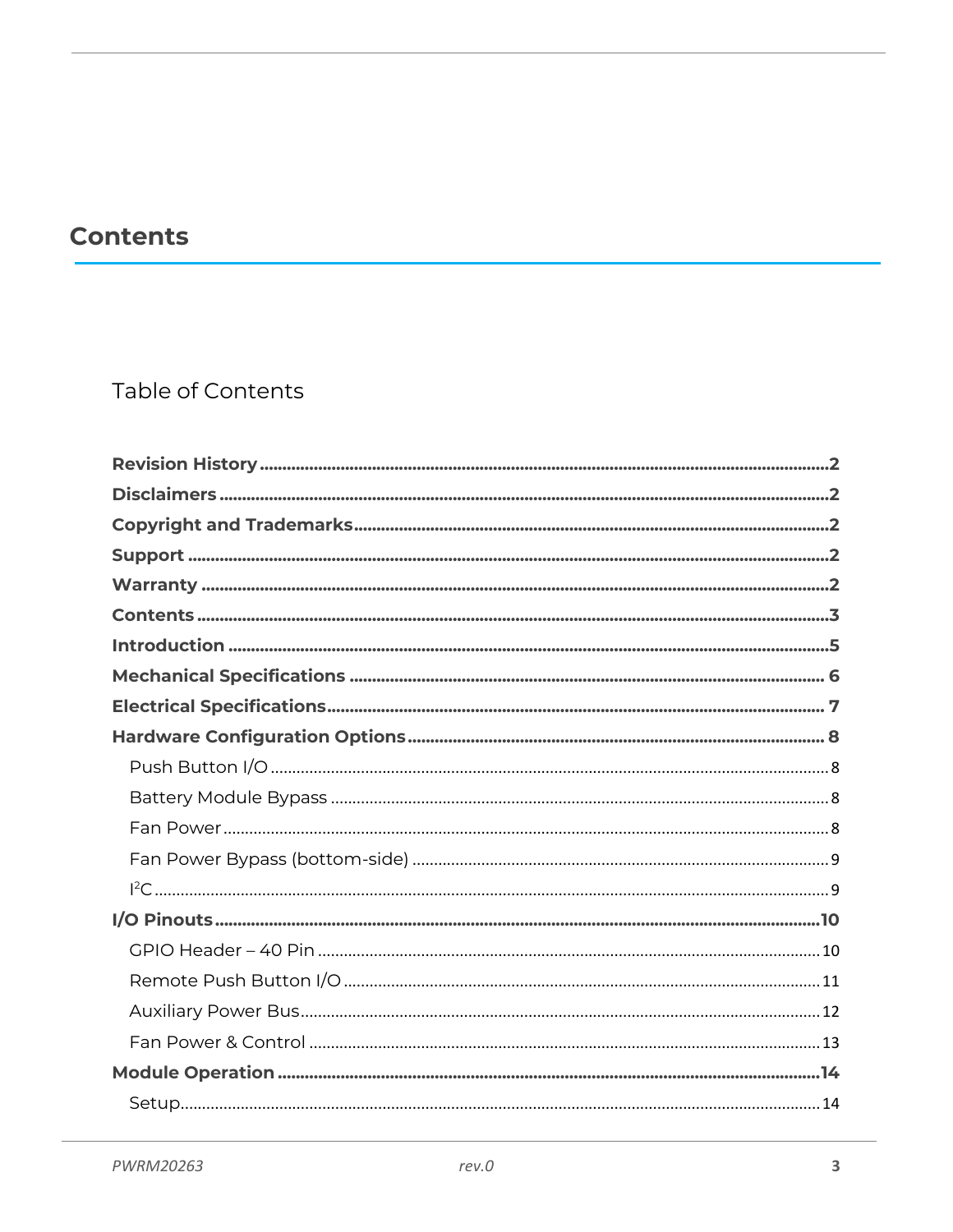# Contents

## Table of Contents

**Revision History** .......... 2
**Disclaimers** .......... 2
**Copyright and Trademarks** .......... 2
**Support** .......... 2
**Warranty** .......... 2
**Contents** .......... 3
**Introduction** .......... 5
**Mechanical Specifications** .......... 6
**Electrical Specifications** .......... 7
**Hardware Configuration Options** .......... 8
- Push Button I/O .......... 8
- Battery Module Bypass .......... 8
- Fan Power .......... 8
- Fan Power Bypass (bottom-side) .......... 9
- $I^2C$ .......... 9

**I/O Pinouts** .......... 10
- GPIO Header – 40 Pin .......... 10
- Remote Push Button I/O .......... 11
- Auxiliary Power Bus .......... 12
- Fan Power & Control .......... 13

**Module Operation** .......... 14
- Setup .......... 14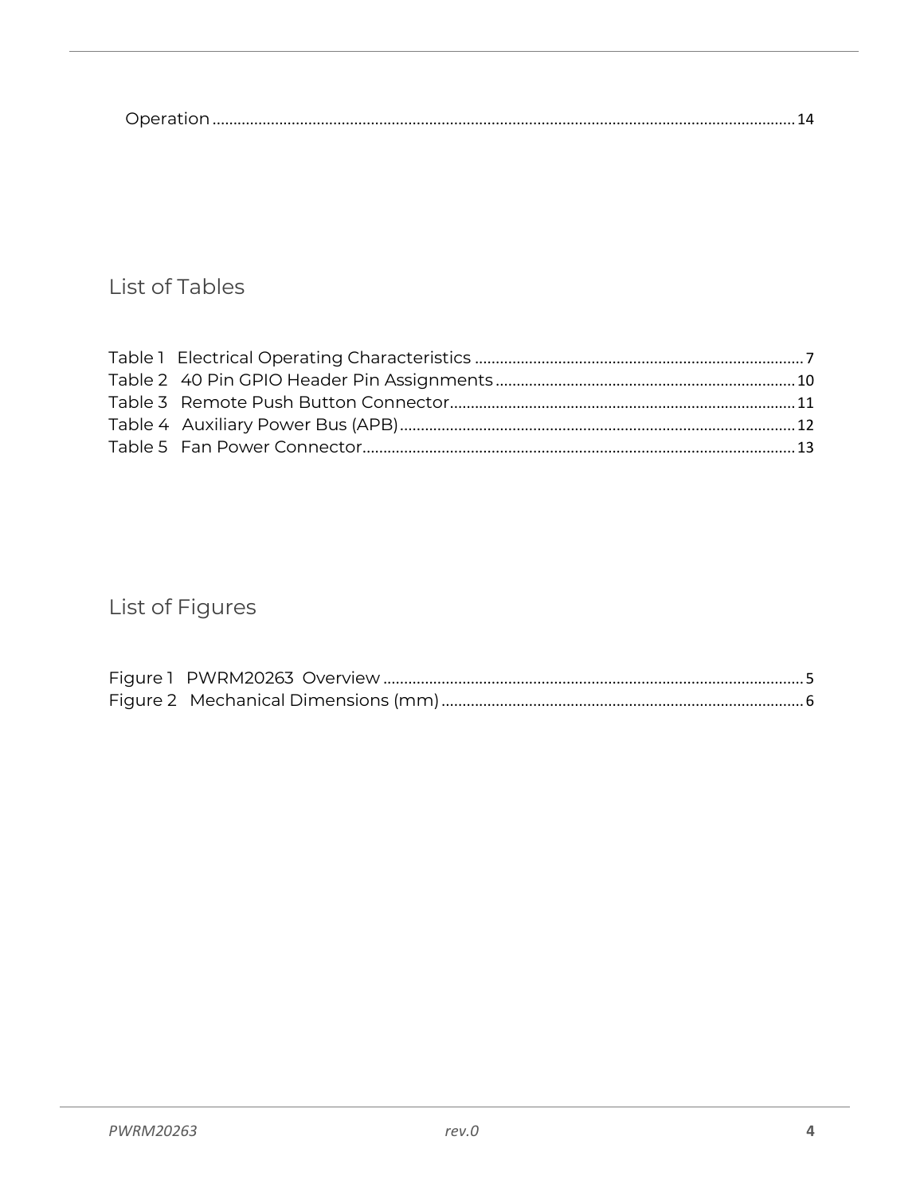Operation ........................................................................................................................................... 14

## List of Tables

Table 1 Electrical Operating Characteristics ............................................................................... 7
Table 2 40 Pin GPIO Header Pin Assignments ........................................................................ 10
Table 3 Remote Push Button Connector .................................................................................. 11
Table 4 Auxiliary Power Bus (APB) .......................................................................................... 12
Table 5 Fan Power Connector .................................................................................................. 13

## List of Figures

Figure 1 PWRM20263 Overview ................................................................................................. 5
Figure 2 Mechanical Dimensions (mm) ...................................................................................... 6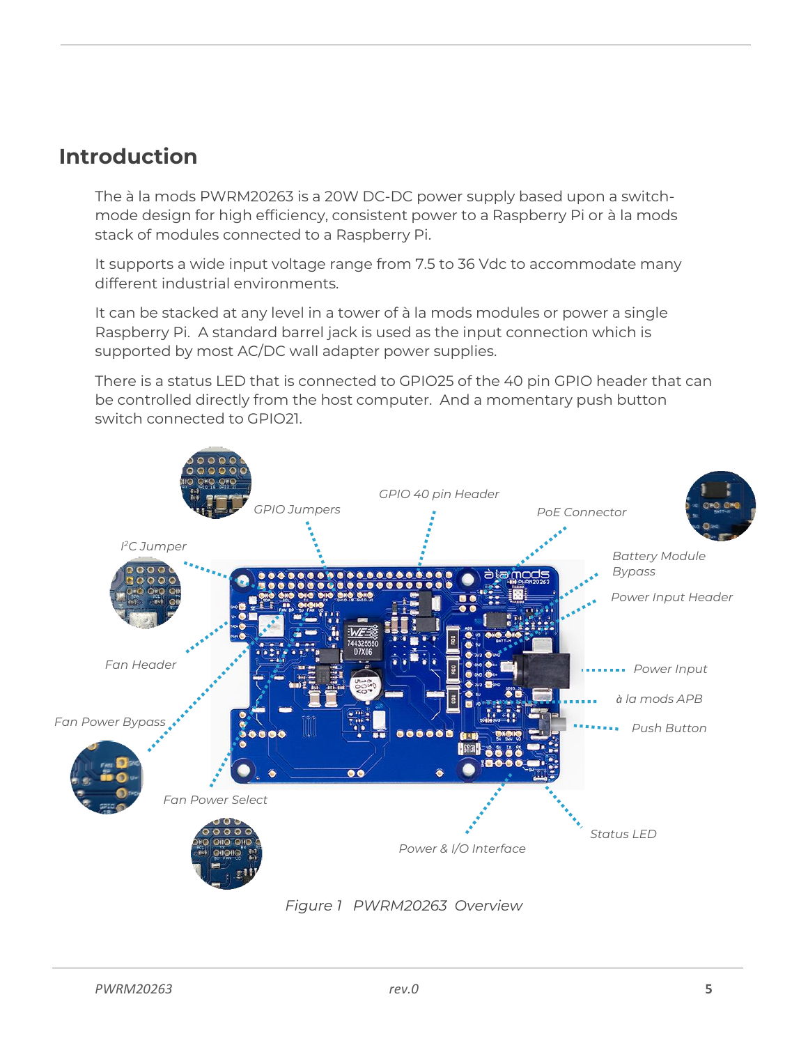## Introduction

The à la mods PWRM20263 is a 20W DC-DC power supply based upon a switch-mode design for high efficiency, consistent power to a Raspberry Pi or à la mods stack of modules connected to a Raspberry Pi.

It supports a wide input voltage range from 7.5 to 36 Vdc to accommodate many different industrial environments.

It can be stacked at any level in a tower of à la mods modules or power a single Raspberry Pi. A standard barrel jack is used as the input connection which is supported by most AC/DC wall adapter power supplies.

There is a status LED that is connected to GPIO25 of the 40 pin GPIO header that can be controlled directly from the host computer. And a momentary push button switch connected to GPIO21.

*Figure 1 PWRM20263 Overview*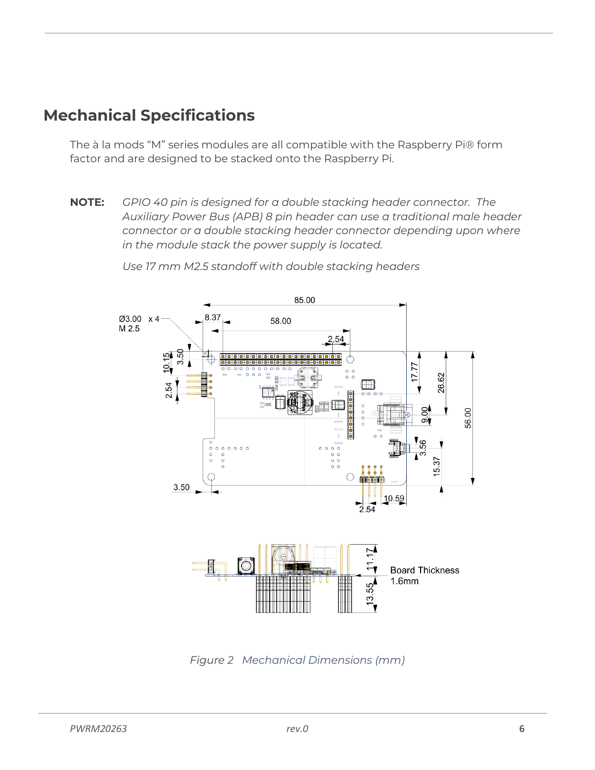## Mechanical Specifications

The à la mods "M" series modules are all compatible with the Raspberry Pi® form factor and are designed to be stacked onto the Raspberry Pi.

**NOTE:** *GPIO 40 pin is designed for a double stacking header connector. The Auxiliary Power Bus (APB) 8 pin header can use a traditional male header connector or a double stacking header connector depending upon where in the module stack the power supply is located.*

*Use 17 mm M2.5 standoff with double stacking headers*

*Figure 2 Mechanical Dimensions (mm)*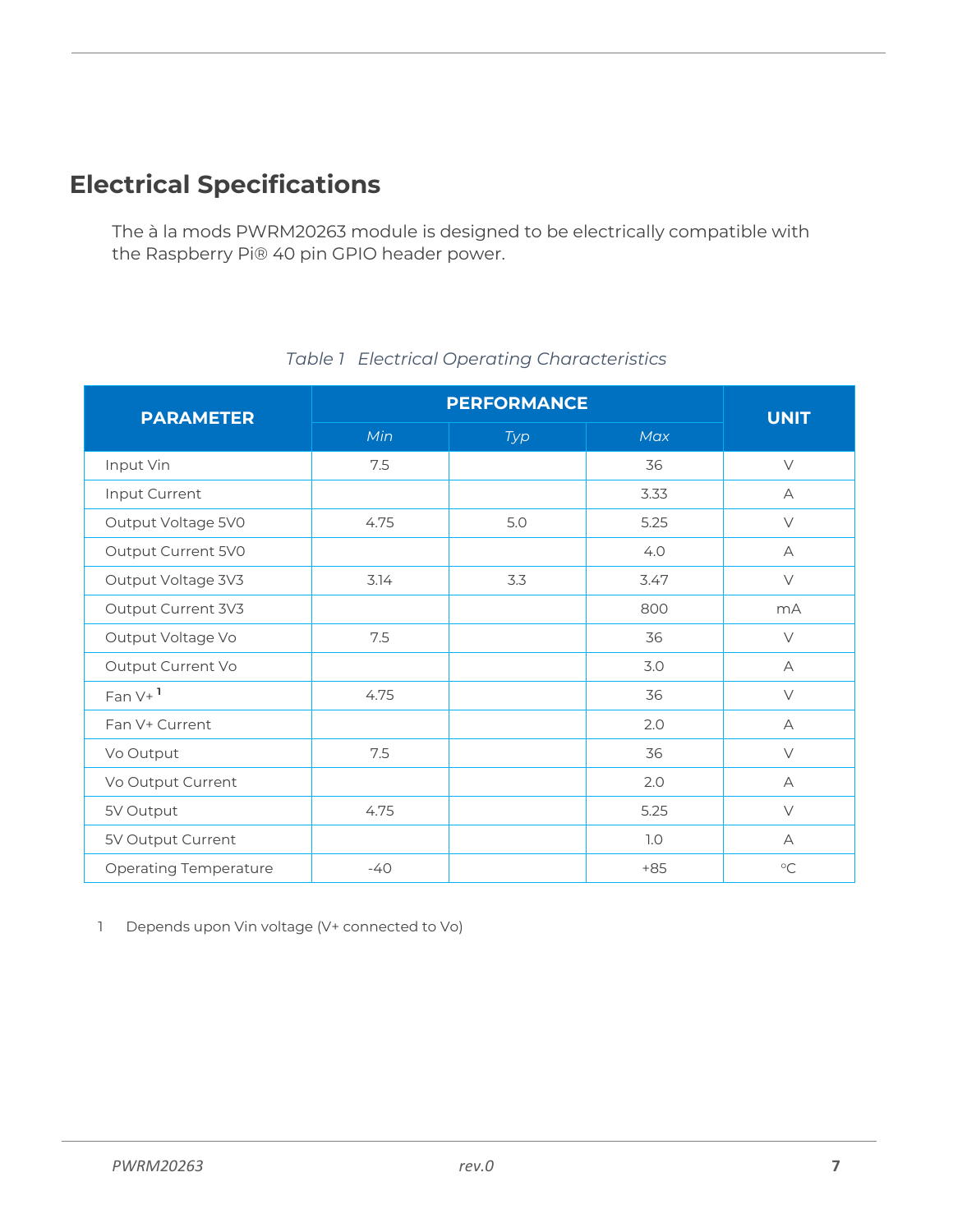## Electrical Specifications

The à la mods PWRM20263 module is designed to be electrically compatible with the Raspberry Pi® 40 pin GPIO header power.

*Table 1 Electrical Operating Characteristics*

| PARAMETER | PERFORMANCE | | | UNIT |
|---|---|---|---|---|
| | *Min* | *Typ* | *Max* | |
| Input Vin | 7.5 | | 36 | V |
| Input Current | | | 3.33 | A |
| Output Voltage 5V0 | 4.75 | 5.0 | 5.25 | V |
| Output Current 5V0 | | | 4.0 | A |
| Output Voltage 3V3 | 3.14 | 3.3 | 3.47 | V |
| Output Current 3V3 | | | 800 | mA |
| Output Voltage Vo | 7.5 | | 36 | V |
| Output Current Vo | | | 3.0 | A |
| Fan V+ [1] | 4.75 | | 36 | V |
| Fan V+ Current | | | 2.0 | A |
| Vo Output | 7.5 | | 36 | V |
| Vo Output Current | | | 2.0 | A |
| 5V Output | 4.75 | | 5.25 | V |
| 5V Output Current | | | 1.0 | A |
| Operating Temperature | -40 | | +85 | °C |

1 Depends upon Vin voltage (V+ connected to Vo)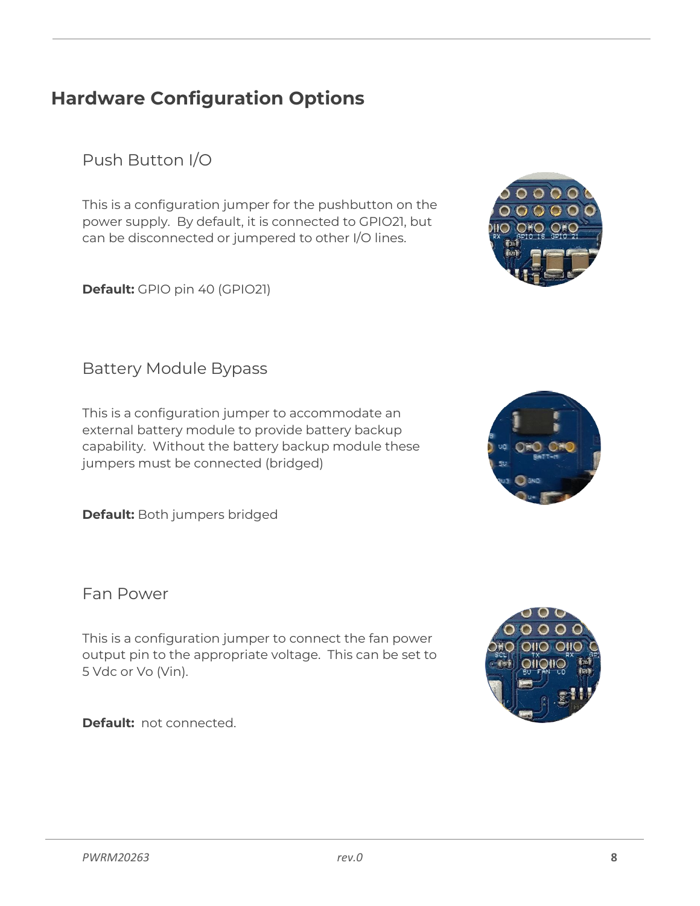# Hardware Configuration Options

## Push Button I/O

This is a configuration jumper for the pushbutton on the power supply.  By default, it is connected to GPIO21, but can be disconnected or jumpered to other I/O lines.

**Default:** GPIO pin 40 (GPIO21)

## Battery Module Bypass

This is a configuration jumper to accommodate an external battery module to provide battery backup capability.  Without the battery backup module these jumpers must be connected (bridged)

**Default:** Both jumpers bridged

## Fan Power

This is a configuration jumper to connect the fan power output pin to the appropriate voltage.  This can be set to 5 Vdc or Vo (Vin).

**Default:** not connected.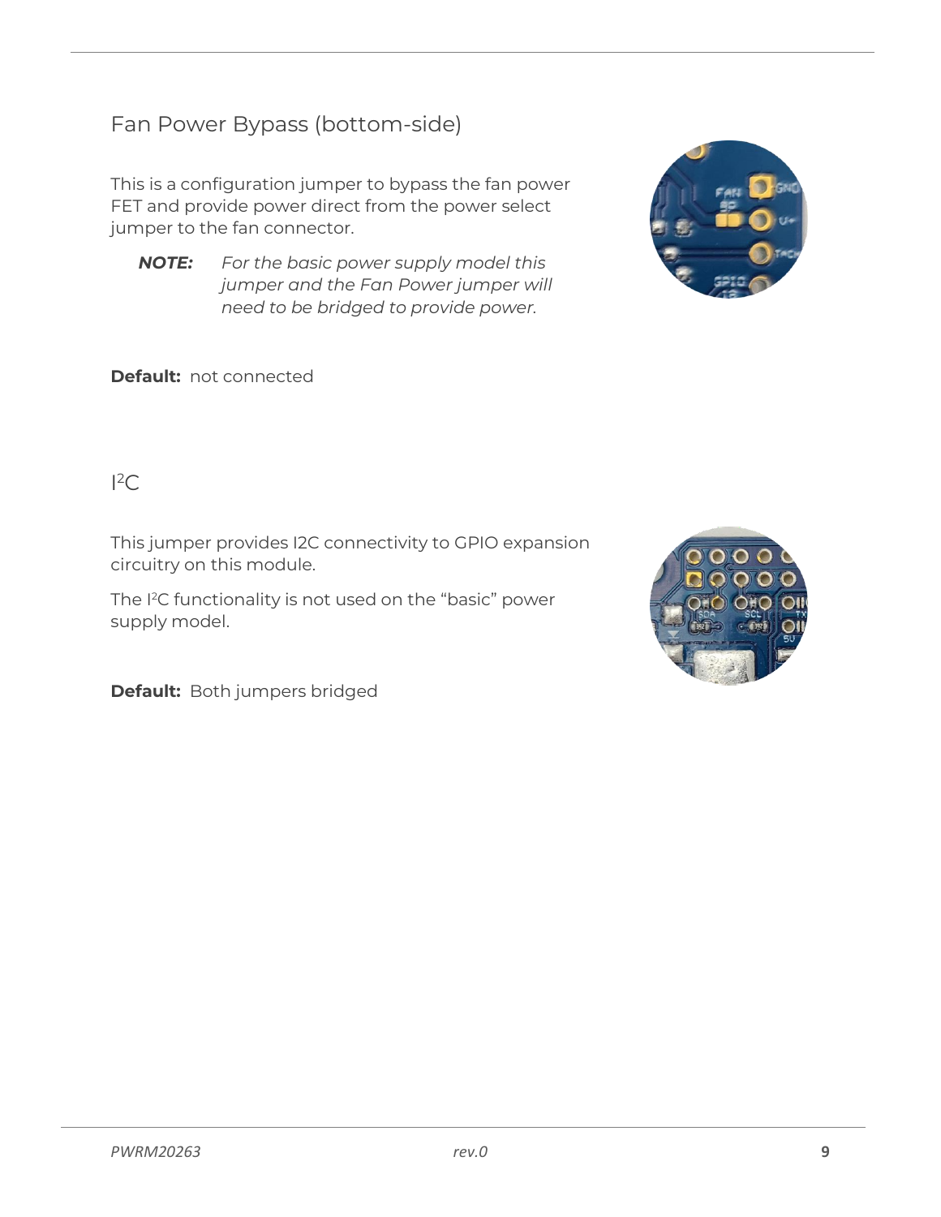## Fan Power Bypass (bottom-side)

This is a configuration jumper to bypass the fan power FET and provide power direct from the power select jumper to the fan connector.

> ***NOTE:*** *For the basic power supply model this jumper and the Fan Power jumper will need to be bridged to provide power.*

**Default:** not connected

## I²C

This jumper provides I2C connectivity to GPIO expansion circuitry on this module.

The I²C functionality is not used on the "basic" power supply model.

**Default:** Both jumpers bridged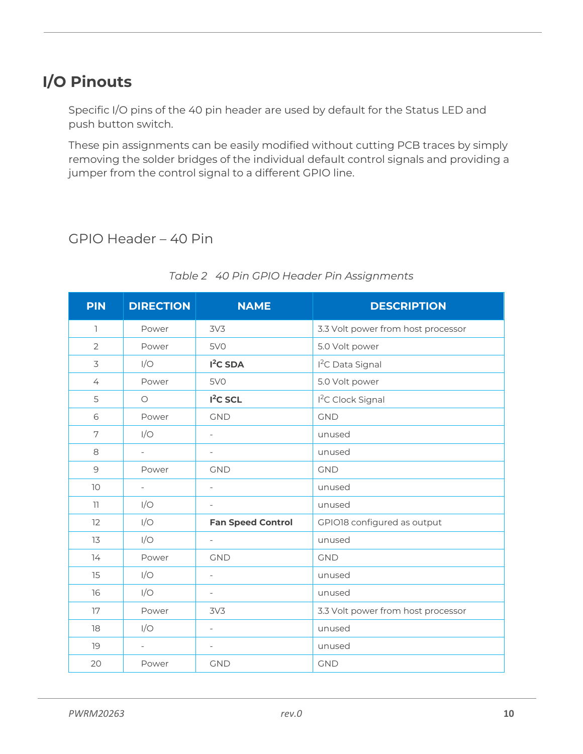## I/O Pinouts

Specific I/O pins of the 40 pin header are used by default for the Status LED and push button switch.

These pin assignments can be easily modified without cutting PCB traces by simply removing the solder bridges of the individual default control signals and providing a jumper from the control signal to a different GPIO line.

### GPIO Header – 40 Pin

*Table 2 40 Pin GPIO Header Pin Assignments*

| PIN | DIRECTION | NAME | DESCRIPTION |
|---|---|---|---|
| 1 | Power | 3V3 | 3.3 Volt power from host processor |
| 2 | Power | 5V0 | 5.0 Volt power |
| 3 | I/O | **I²C SDA** | I²C Data Signal |
| 4 | Power | 5V0 | 5.0 Volt power |
| 5 | O | **I²C SCL** | I²C Clock Signal |
| 6 | Power | GND | GND |
| 7 | I/O | - | unused |
| 8 | - | - | unused |
| 9 | Power | GND | GND |
| 10 | - | - | unused |
| 11 | I/O | - | unused |
| 12 | I/O | **Fan Speed Control** | GPIO18 configured as output |
| 13 | I/O | - | unused |
| 14 | Power | GND | GND |
| 15 | I/O | - | unused |
| 16 | I/O | - | unused |
| 17 | Power | 3V3 | 3.3 Volt power from host processor |
| 18 | I/O | - | unused |
| 19 | - | - | unused |
| 20 | Power | GND | GND |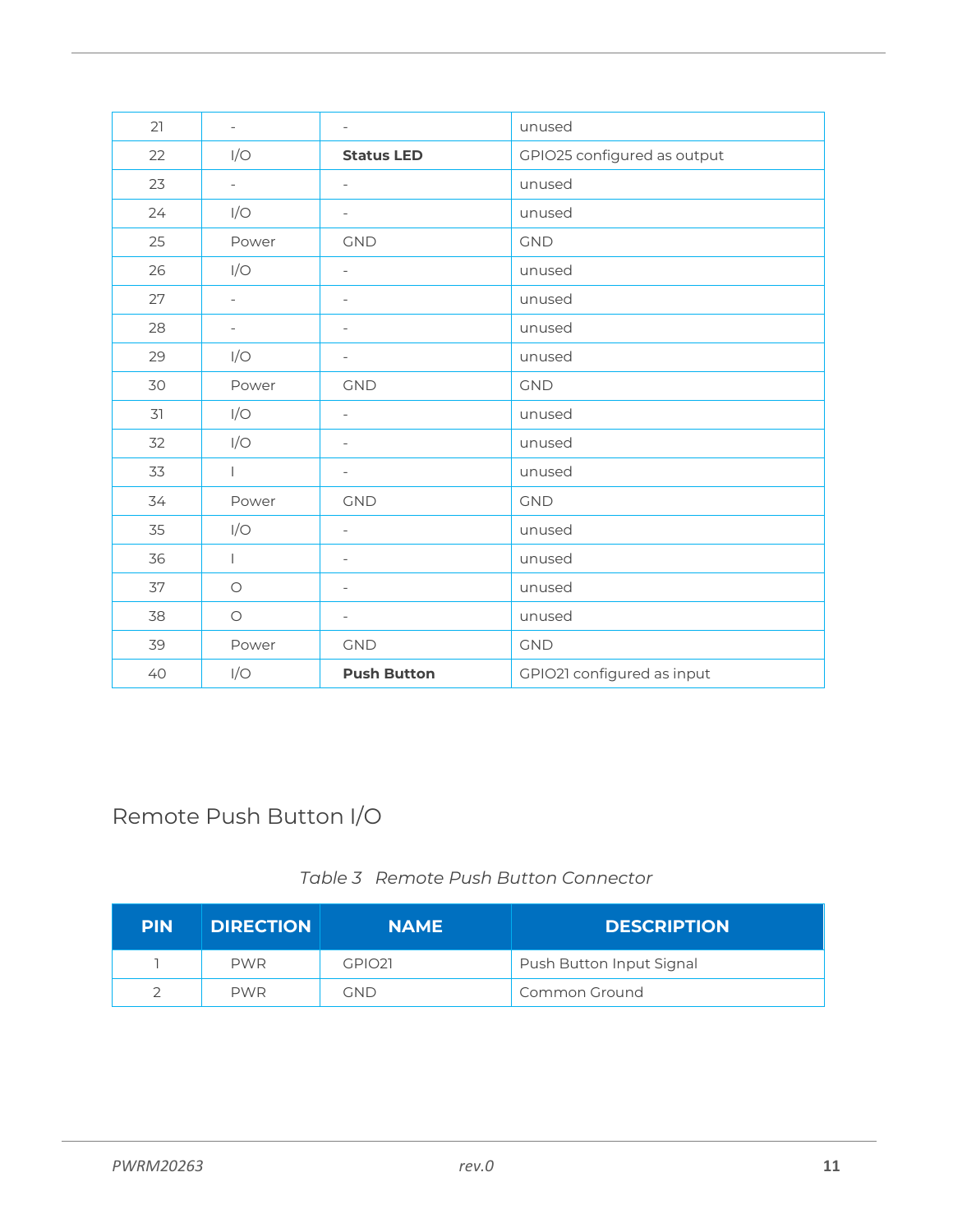| 21 | - | - | unused |
|---|---|---|---|
| 22 | I/O | **Status LED** | GPIO25 configured as output |
| 23 | - | - | unused |
| 24 | I/O | - | unused |
| 25 | Power | GND | GND |
| 26 | I/O | - | unused |
| 27 | - | - | unused |
| 28 | - | - | unused |
| 29 | I/O | - | unused |
| 30 | Power | GND | GND |
| 31 | I/O | - | unused |
| 32 | I/O | - | unused |
| 33 | I | - | unused |
| 34 | Power | GND | GND |
| 35 | I/O | - | unused |
| 36 | I | - | unused |
| 37 | O | - | unused |
| 38 | O | - | unused |
| 39 | Power | GND | GND |
| 40 | I/O | **Push Button** | GPIO21 configured as input |

## Remote Push Button I/O

*Table 3 Remote Push Button Connector*

| PIN | DIRECTION | NAME | DESCRIPTION |
|---|---|---|---|
| 1 | PWR | GPIO21 | Push Button Input Signal |
| 2 | PWR | GND | Common Ground |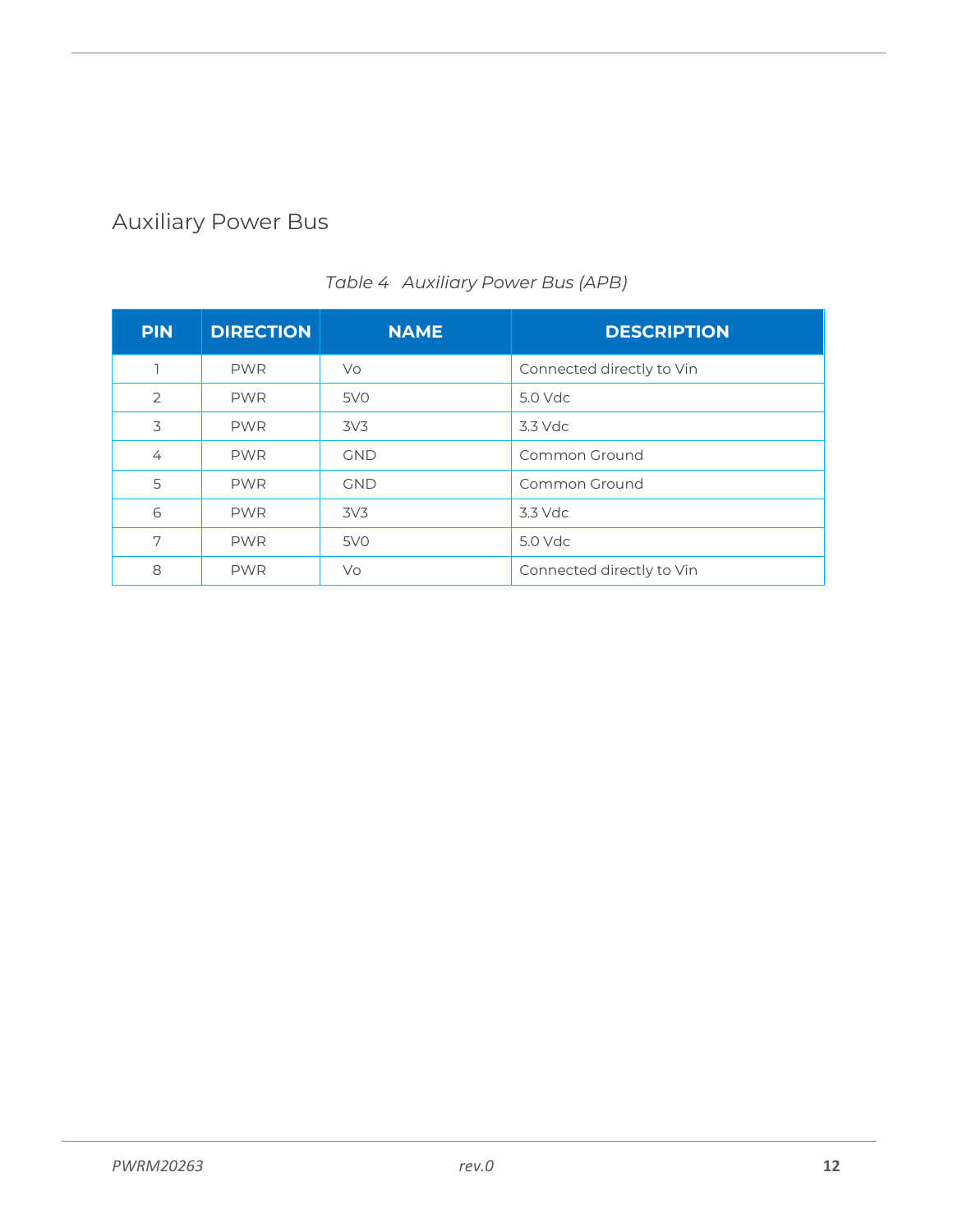## Auxiliary Power Bus

*Table 4 Auxiliary Power Bus (APB)*

| PIN | DIRECTION | NAME | DESCRIPTION |
|---|---|---|---|
| 1 | PWR | Vo | Connected directly to Vin |
| 2 | PWR | 5V0 | 5.0 Vdc |
| 3 | PWR | 3V3 | 3.3 Vdc |
| 4 | PWR | GND | Common Ground |
| 5 | PWR | GND | Common Ground |
| 6 | PWR | 3V3 | 3.3 Vdc |
| 7 | PWR | 5V0 | 5.0 Vdc |
| 8 | PWR | Vo | Connected directly to Vin |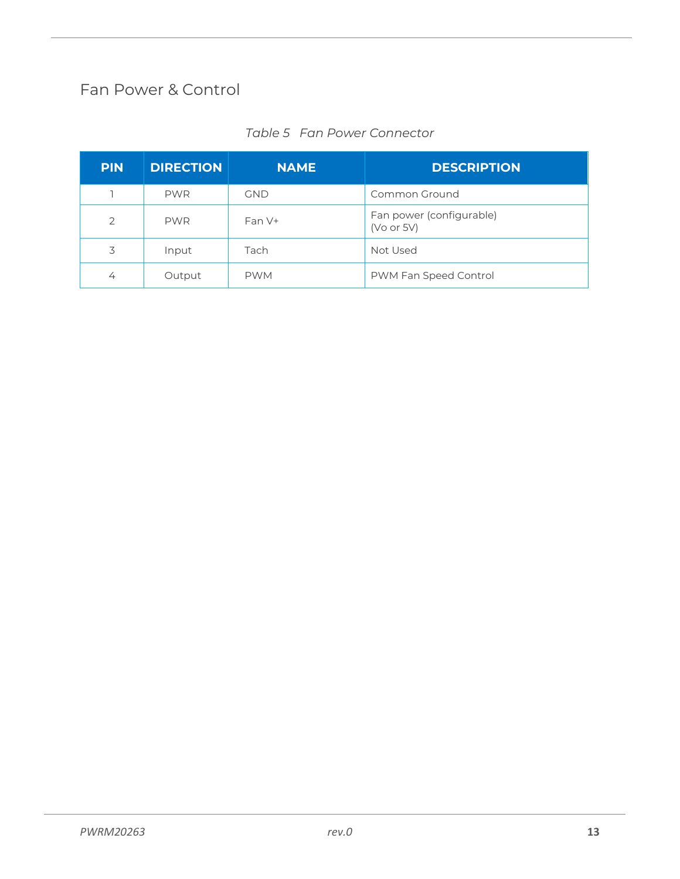## Fan Power & Control

*Table 5 Fan Power Connector*

| PIN | DIRECTION | NAME | DESCRIPTION |
|---|---|---|---|
| 1 | PWR | GND | Common Ground |
| 2 | PWR | Fan V+ | Fan power (configurable) (Vo or 5V) |
| 3 | Input | Tach | Not Used |
| 4 | Output | PWM | PWM Fan Speed Control |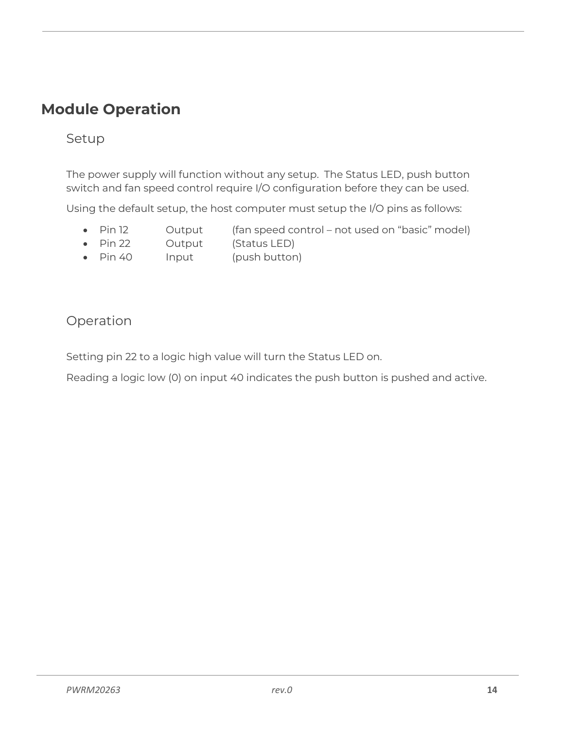# Module Operation

## Setup

The power supply will function without any setup. The Status LED, push button switch and fan speed control require I/O configuration before they can be used.

Using the default setup, the host computer must setup the I/O pins as follows:

- Pin 12 Output (fan speed control – not used on “basic” model)
- Pin 22 Output (Status LED)
- Pin 40 Input (push button)

## Operation

Setting pin 22 to a logic high value will turn the Status LED on.

Reading a logic low (0) on input 40 indicates the push button is pushed and active.